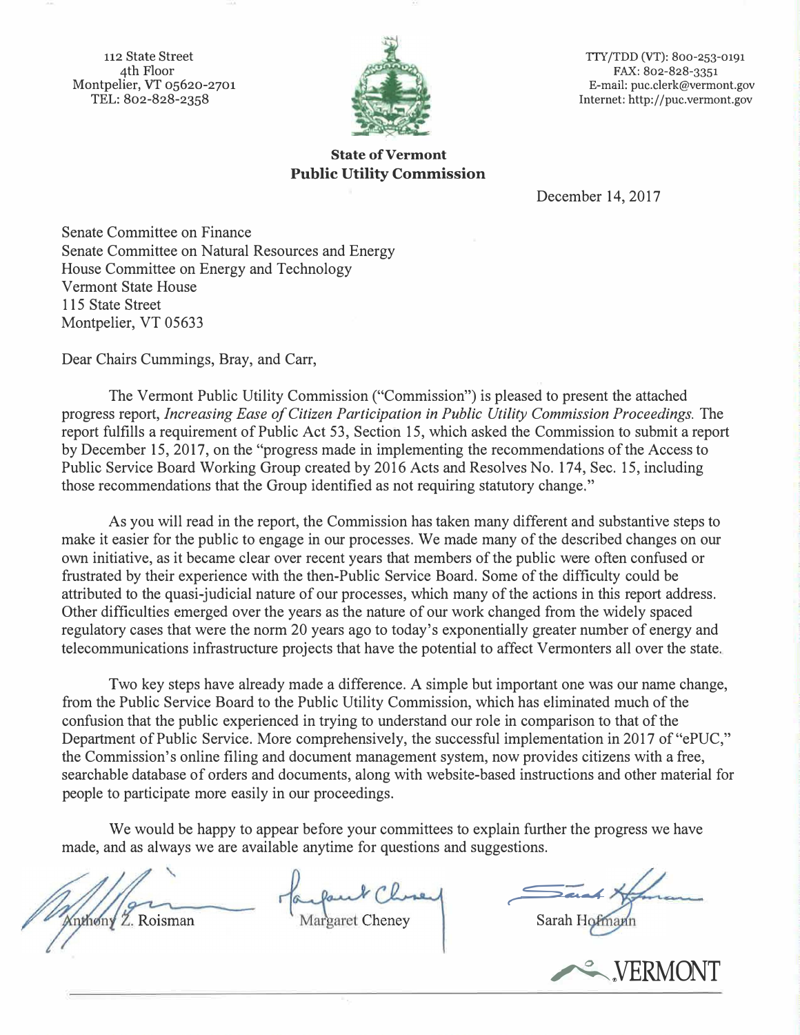112 State Street
4th Floor
Montpelier, VT 05620-2701
TEL: 802-828-2358

TTY/TDD (VT): 800-253-0191
FAX: 802-828-3351
E-mail: puc.clerk@vermont.gov
Internet: http://puc.vermont.gov

**State of Vermont**
**Public Utility Commission**

December 14, 2017

Senate Committee on Finance
Senate Committee on Natural Resources and Energy
House Committee on Energy and Technology
Vermont State House
115 State Street
Montpelier, VT 05633

Dear Chairs Cummings, Bray, and Carr,

The Vermont Public Utility Commission ("Commission") is pleased to present the attached progress report, *Increasing Ease of Citizen Participation in Public Utility Commission Proceedings.* The report fulfills a requirement of Public Act 53, Section 15, which asked the Commission to submit a report by December 15, 2017, on the "progress made in implementing the recommendations of the Access to Public Service Board Working Group created by 2016 Acts and Resolves No. 174, Sec. 15, including those recommendations that the Group identified as not requiring statutory change."

As you will read in the report, the Commission has taken many different and substantive steps to make it easier for the public to engage in our processes. We made many of the described changes on our own initiative, as it became clear over recent years that members of the public were often confused or frustrated by their experience with the then-Public Service Board. Some of the difficulty could be attributed to the quasi-judicial nature of our processes, which many of the actions in this report address. Other difficulties emerged over the years as the nature of our work changed from the widely spaced regulatory cases that were the norm 20 years ago to today's exponentially greater number of energy and telecommunications infrastructure projects that have the potential to affect Vermonters all over the state.

Two key steps have already made a difference. A simple but important one was our name change, from the Public Service Board to the Public Utility Commission, which has eliminated much of the confusion that the public experienced in trying to understand our role in comparison to that of the Department of Public Service. More comprehensively, the successful implementation in 2017 of "ePUC," the Commission's online filing and document management system, now provides citizens with a free, searchable database of orders and documents, along with website-based instructions and other material for people to participate more easily in our proceedings.

We would be happy to appear before your committees to explain further the progress we have made, and as always we are available anytime for questions and suggestions.

Anthony Z. Roisman
Margaret Cheney
Sarah Hofmann

VERMONT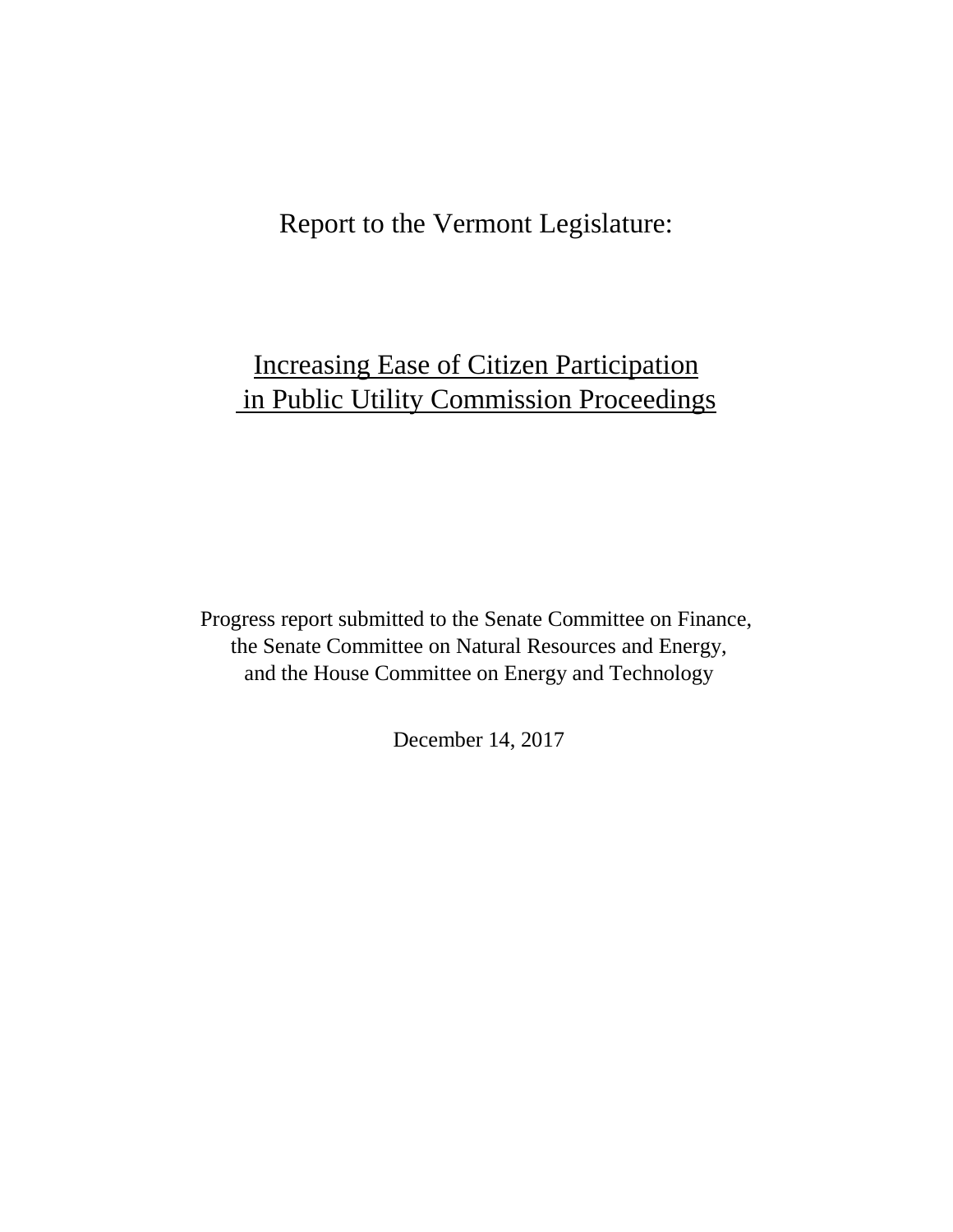Report to the Vermont Legislature:

# Increasing Ease of Citizen Participation in Public Utility Commission Proceedings

Progress report submitted to the Senate Committee on Finance,
the Senate Committee on Natural Resources and Energy,
and the House Committee on Energy and Technology

December 14, 2017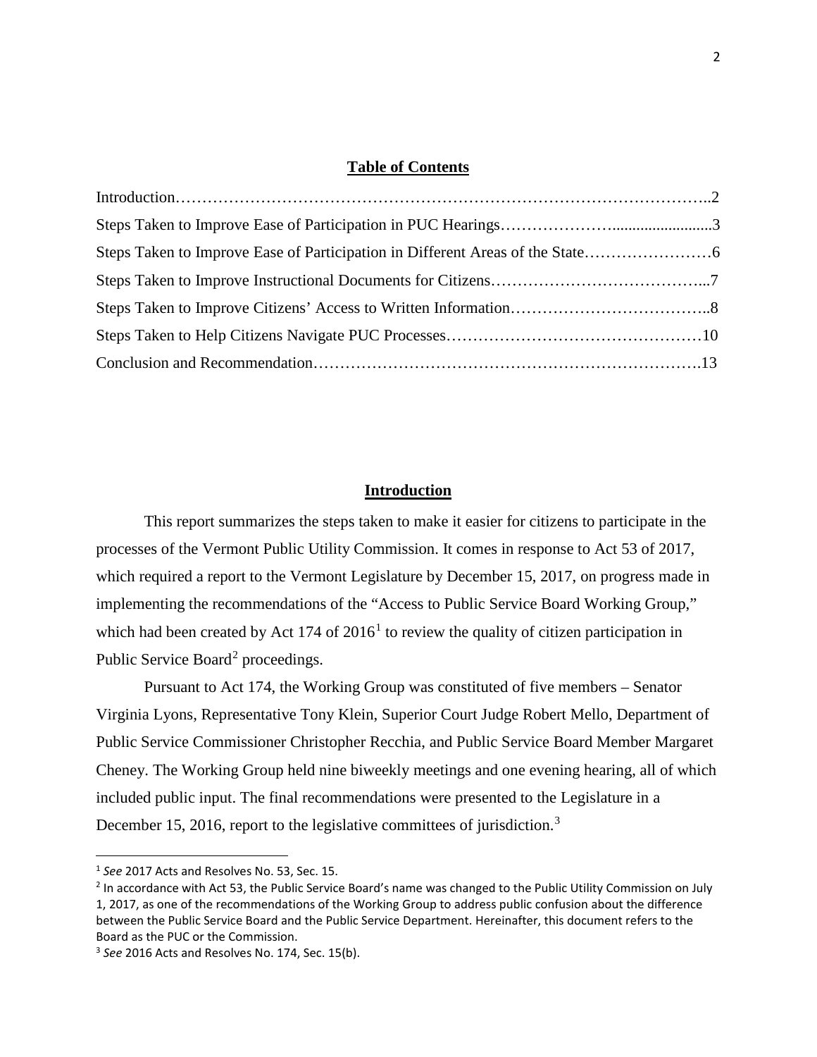## Table of Contents

Introduction……………………………………………………………………………………..2
Steps Taken to Improve Ease of Participation in PUC Hearings………………….......................3
Steps Taken to Improve Ease of Participation in Different Areas of the State……………………6
Steps Taken to Improve Instructional Documents for Citizens…………………………………...7
Steps Taken to Improve Citizens' Access to Written Information………………………………..8
Steps Taken to Help Citizens Navigate PUC Processes…………………………………………10
Conclusion and Recommendation……………………………………………………………….13

## Introduction

This report summarizes the steps taken to make it easier for citizens to participate in the processes of the Vermont Public Utility Commission. It comes in response to Act 53 of 2017, which required a report to the Vermont Legislature by December 15, 2017, on progress made in implementing the recommendations of the "Access to Public Service Board Working Group," which had been created by Act 174 of 2016[1] to review the quality of citizen participation in Public Service Board[2] proceedings.

Pursuant to Act 174, the Working Group was constituted of five members – Senator Virginia Lyons, Representative Tony Klein, Superior Court Judge Robert Mello, Department of Public Service Commissioner Christopher Recchia, and Public Service Board Member Margaret Cheney. The Working Group held nine biweekly meetings and one evening hearing, all of which included public input. The final recommendations were presented to the Legislature in a December 15, 2016, report to the legislative committees of jurisdiction.[3]

---

[1] *See* 2017 Acts and Resolves No. 53, Sec. 15.

[2] In accordance with Act 53, the Public Service Board's name was changed to the Public Utility Commission on July 1, 2017, as one of the recommendations of the Working Group to address public confusion about the difference between the Public Service Board and the Public Service Department. Hereinafter, this document refers to the Board as the PUC or the Commission.

[3] *See* 2016 Acts and Resolves No. 174, Sec. 15(b).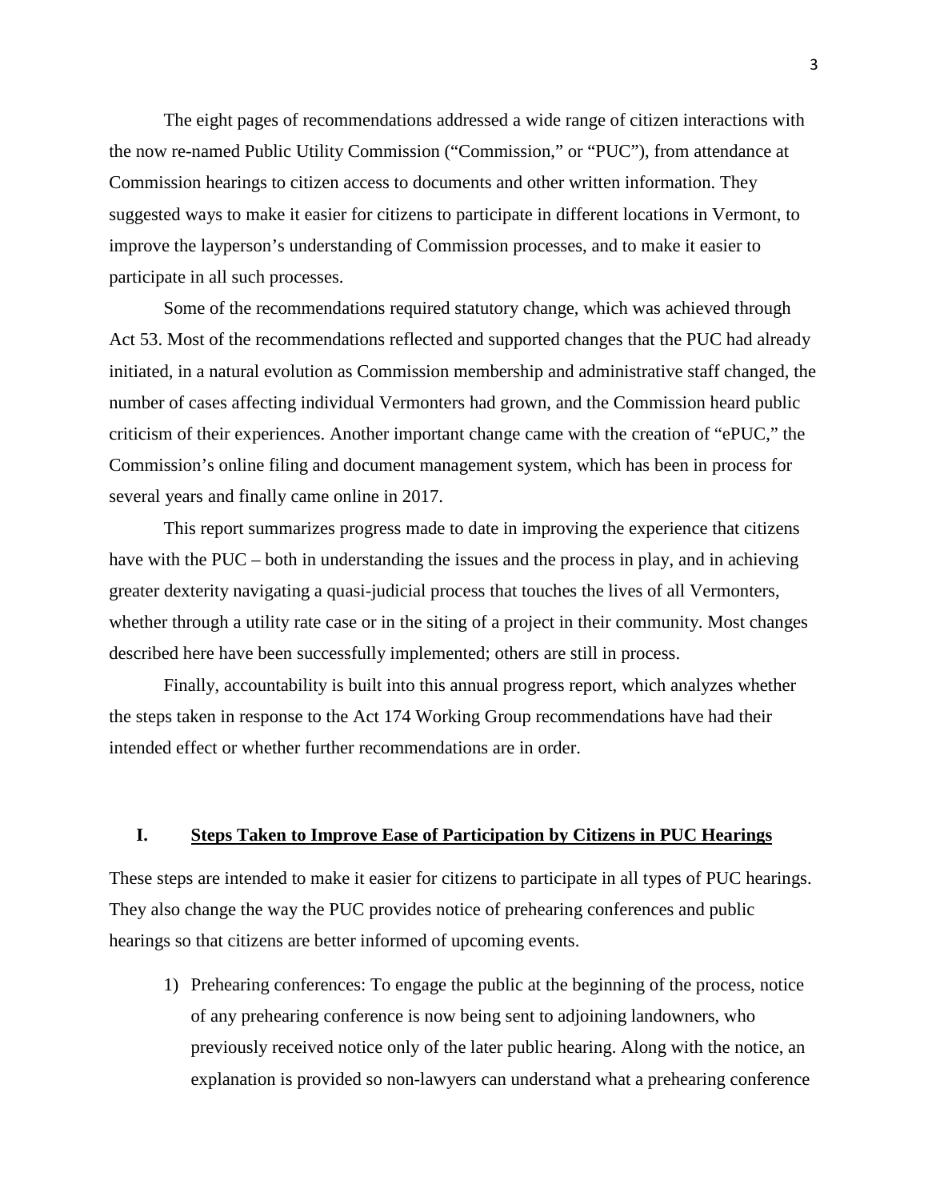The eight pages of recommendations addressed a wide range of citizen interactions with the now re-named Public Utility Commission ("Commission," or "PUC"), from attendance at Commission hearings to citizen access to documents and other written information. They suggested ways to make it easier for citizens to participate in different locations in Vermont, to improve the layperson's understanding of Commission processes, and to make it easier to participate in all such processes.

Some of the recommendations required statutory change, which was achieved through Act 53. Most of the recommendations reflected and supported changes that the PUC had already initiated, in a natural evolution as Commission membership and administrative staff changed, the number of cases affecting individual Vermonters had grown, and the Commission heard public criticism of their experiences. Another important change came with the creation of "ePUC," the Commission's online filing and document management system, which has been in process for several years and finally came online in 2017.

This report summarizes progress made to date in improving the experience that citizens have with the PUC – both in understanding the issues and the process in play, and in achieving greater dexterity navigating a quasi-judicial process that touches the lives of all Vermonters, whether through a utility rate case or in the siting of a project in their community. Most changes described here have been successfully implemented; others are still in process.

Finally, accountability is built into this annual progress report, which analyzes whether the steps taken in response to the Act 174 Working Group recommendations have had their intended effect or whether further recommendations are in order.

## I. Steps Taken to Improve Ease of Participation by Citizens in PUC Hearings

These steps are intended to make it easier for citizens to participate in all types of PUC hearings. They also change the way the PUC provides notice of prehearing conferences and public hearings so that citizens are better informed of upcoming events.

1) Prehearing conferences: To engage the public at the beginning of the process, notice of any prehearing conference is now being sent to adjoining landowners, who previously received notice only of the later public hearing. Along with the notice, an explanation is provided so non-lawyers can understand what a prehearing conference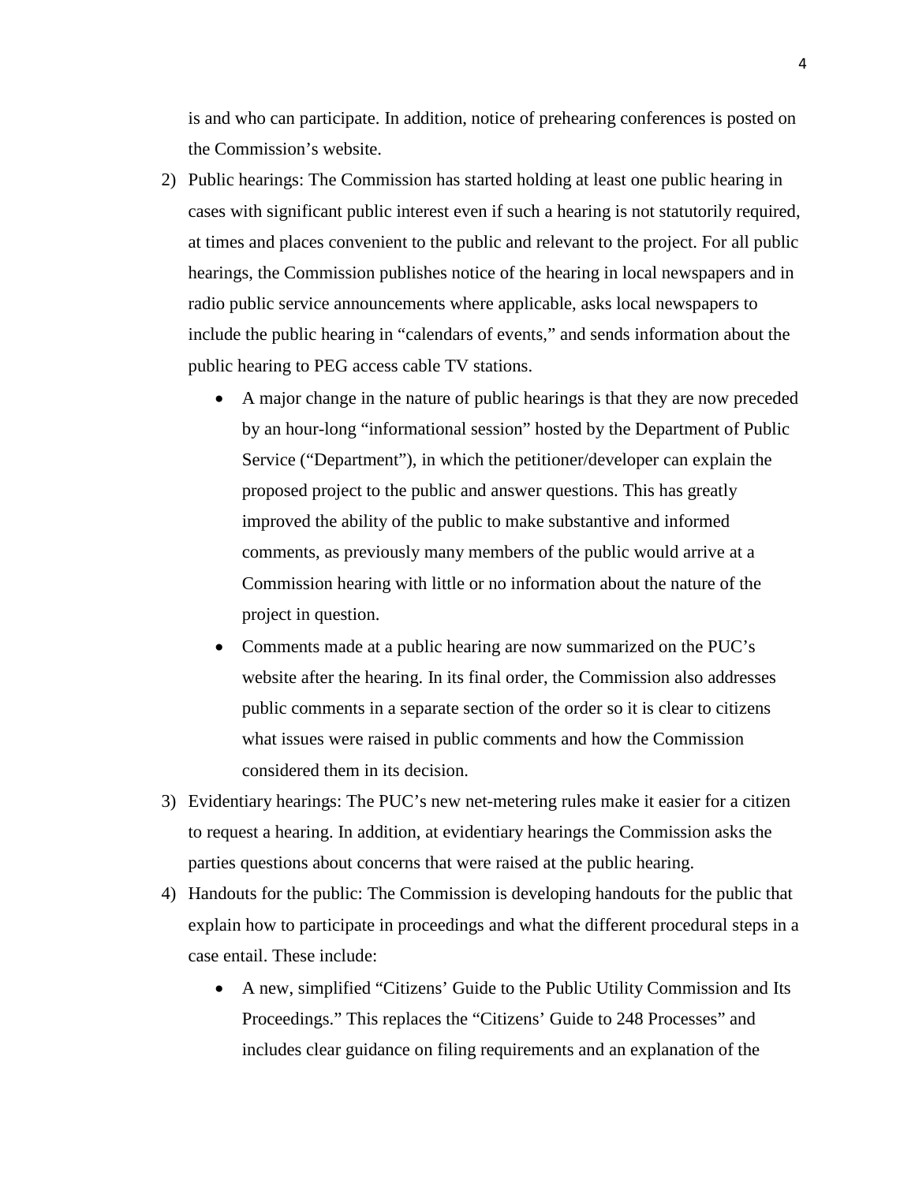is and who can participate. In addition, notice of prehearing conferences is posted on the Commission's website.

2) Public hearings: The Commission has started holding at least one public hearing in cases with significant public interest even if such a hearing is not statutorily required, at times and places convenient to the public and relevant to the project. For all public hearings, the Commission publishes notice of the hearing in local newspapers and in radio public service announcements where applicable, asks local newspapers to include the public hearing in "calendars of events," and sends information about the public hearing to PEG access cable TV stations.
   - A major change in the nature of public hearings is that they are now preceded by an hour-long "informational session" hosted by the Department of Public Service ("Department"), in which the petitioner/developer can explain the proposed project to the public and answer questions. This has greatly improved the ability of the public to make substantive and informed comments, as previously many members of the public would arrive at a Commission hearing with little or no information about the nature of the project in question.
   - Comments made at a public hearing are now summarized on the PUC's website after the hearing. In its final order, the Commission also addresses public comments in a separate section of the order so it is clear to citizens what issues were raised in public comments and how the Commission considered them in its decision.
3) Evidentiary hearings: The PUC's new net-metering rules make it easier for a citizen to request a hearing. In addition, at evidentiary hearings the Commission asks the parties questions about concerns that were raised at the public hearing.
4) Handouts for the public: The Commission is developing handouts for the public that explain how to participate in proceedings and what the different procedural steps in a case entail. These include:
   - A new, simplified "Citizens' Guide to the Public Utility Commission and Its Proceedings." This replaces the "Citizens' Guide to 248 Processes" and includes clear guidance on filing requirements and an explanation of the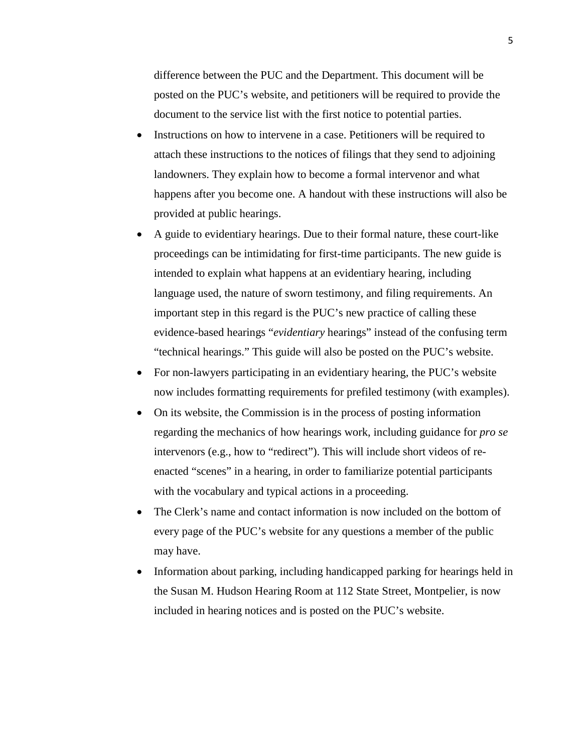difference between the PUC and the Department. This document will be posted on the PUC's website, and petitioners will be required to provide the document to the service list with the first notice to potential parties.

- Instructions on how to intervene in a case. Petitioners will be required to attach these instructions to the notices of filings that they send to adjoining landowners. They explain how to become a formal intervenor and what happens after you become one. A handout with these instructions will also be provided at public hearings.
- A guide to evidentiary hearings. Due to their formal nature, these court-like proceedings can be intimidating for first-time participants. The new guide is intended to explain what happens at an evidentiary hearing, including language used, the nature of sworn testimony, and filing requirements. An important step in this regard is the PUC's new practice of calling these evidence-based hearings "*evidentiary* hearings" instead of the confusing term "technical hearings." This guide will also be posted on the PUC's website.
- For non-lawyers participating in an evidentiary hearing, the PUC's website now includes formatting requirements for prefiled testimony (with examples).
- On its website, the Commission is in the process of posting information regarding the mechanics of how hearings work, including guidance for *pro se* intervenors (e.g., how to "redirect"). This will include short videos of re-enacted "scenes" in a hearing, in order to familiarize potential participants with the vocabulary and typical actions in a proceeding.
- The Clerk's name and contact information is now included on the bottom of every page of the PUC's website for any questions a member of the public may have.
- Information about parking, including handicapped parking for hearings held in the Susan M. Hudson Hearing Room at 112 State Street, Montpelier, is now included in hearing notices and is posted on the PUC's website.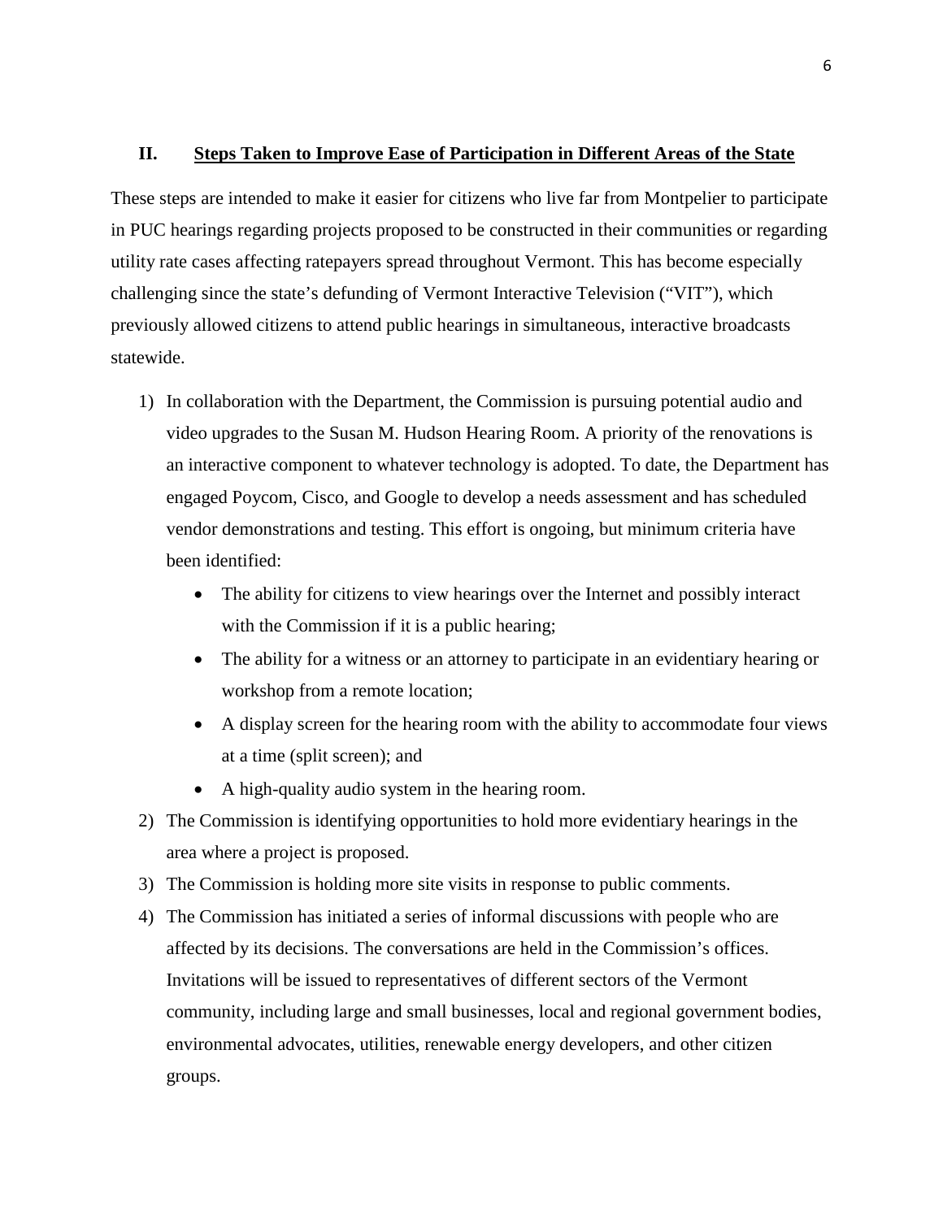## II. Steps Taken to Improve Ease of Participation in Different Areas of the State

These steps are intended to make it easier for citizens who live far from Montpelier to participate in PUC hearings regarding projects proposed to be constructed in their communities or regarding utility rate cases affecting ratepayers spread throughout Vermont. This has become especially challenging since the state's defunding of Vermont Interactive Television ("VIT"), which previously allowed citizens to attend public hearings in simultaneous, interactive broadcasts statewide.

1) In collaboration with the Department, the Commission is pursuing potential audio and video upgrades to the Susan M. Hudson Hearing Room. A priority of the renovations is an interactive component to whatever technology is adopted. To date, the Department has engaged Poycom, Cisco, and Google to develop a needs assessment and has scheduled vendor demonstrations and testing. This effort is ongoing, but minimum criteria have been identified:
   - The ability for citizens to view hearings over the Internet and possibly interact with the Commission if it is a public hearing;
   - The ability for a witness or an attorney to participate in an evidentiary hearing or workshop from a remote location;
   - A display screen for the hearing room with the ability to accommodate four views at a time (split screen); and
   - A high-quality audio system in the hearing room.
2) The Commission is identifying opportunities to hold more evidentiary hearings in the area where a project is proposed.
3) The Commission is holding more site visits in response to public comments.
4) The Commission has initiated a series of informal discussions with people who are affected by its decisions. The conversations are held in the Commission's offices. Invitations will be issued to representatives of different sectors of the Vermont community, including large and small businesses, local and regional government bodies, environmental advocates, utilities, renewable energy developers, and other citizen groups.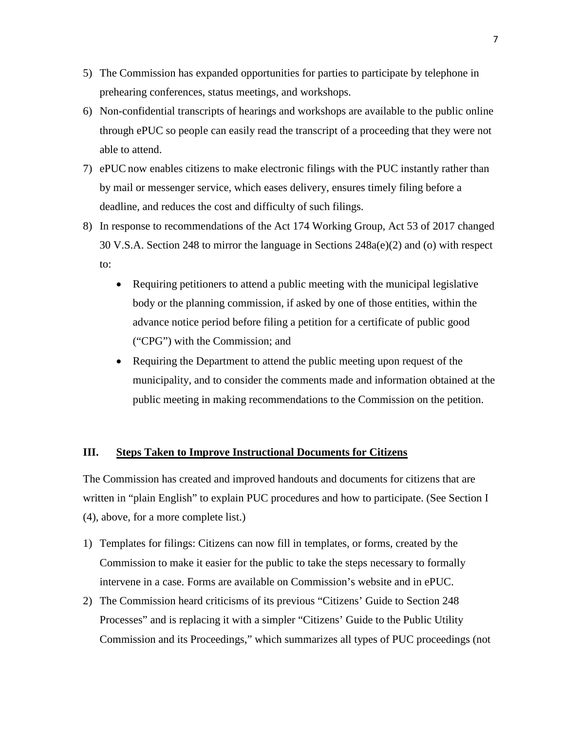5) The Commission has expanded opportunities for parties to participate by telephone in prehearing conferences, status meetings, and workshops.
6) Non-confidential transcripts of hearings and workshops are available to the public online through ePUC so people can easily read the transcript of a proceeding that they were not able to attend.
7) ePUC now enables citizens to make electronic filings with the PUC instantly rather than by mail or messenger service, which eases delivery, ensures timely filing before a deadline, and reduces the cost and difficulty of such filings.
8) In response to recommendations of the Act 174 Working Group, Act 53 of 2017 changed 30 V.S.A. Section 248 to mirror the language in Sections 248a(e)(2) and (o) with respect to:
   - Requiring petitioners to attend a public meeting with the municipal legislative body or the planning commission, if asked by one of those entities, within the advance notice period before filing a petition for a certificate of public good ("CPG") with the Commission; and
   - Requiring the Department to attend the public meeting upon request of the municipality, and to consider the comments made and information obtained at the public meeting in making recommendations to the Commission on the petition.

## III. Steps Taken to Improve Instructional Documents for Citizens

The Commission has created and improved handouts and documents for citizens that are written in "plain English" to explain PUC procedures and how to participate. (See Section I (4), above, for a more complete list.)

1) Templates for filings: Citizens can now fill in templates, or forms, created by the Commission to make it easier for the public to take the steps necessary to formally intervene in a case. Forms are available on Commission's website and in ePUC.
2) The Commission heard criticisms of its previous "Citizens' Guide to Section 248 Processes" and is replacing it with a simpler "Citizens' Guide to the Public Utility Commission and its Proceedings," which summarizes all types of PUC proceedings (not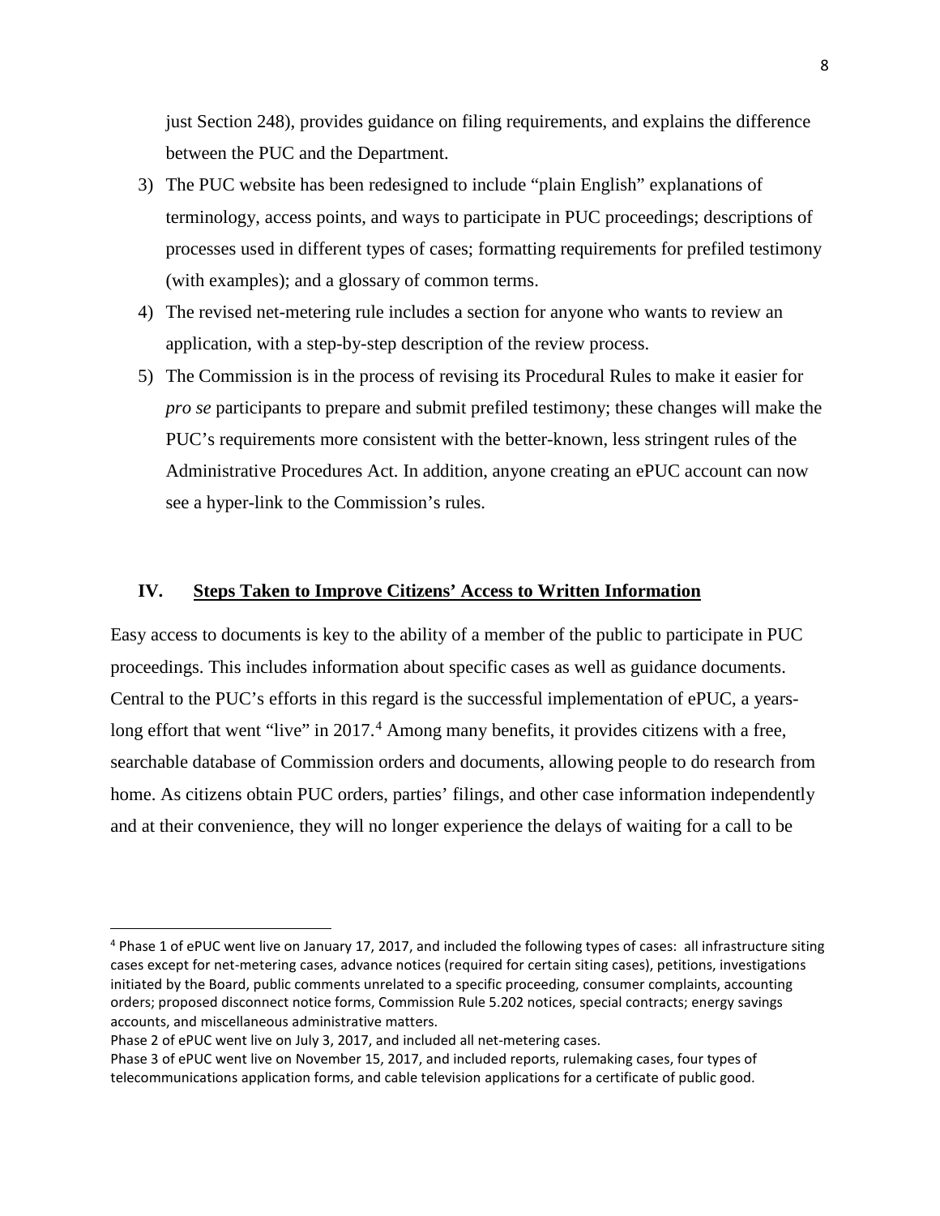just Section 248), provides guidance on filing requirements, and explains the difference between the PUC and the Department.

3) The PUC website has been redesigned to include "plain English" explanations of terminology, access points, and ways to participate in PUC proceedings; descriptions of processes used in different types of cases; formatting requirements for prefiled testimony (with examples); and a glossary of common terms.
4) The revised net-metering rule includes a section for anyone who wants to review an application, with a step-by-step description of the review process.
5) The Commission is in the process of revising its Procedural Rules to make it easier for *pro se* participants to prepare and submit prefiled testimony; these changes will make the PUC's requirements more consistent with the better-known, less stringent rules of the Administrative Procedures Act. In addition, anyone creating an ePUC account can now see a hyper-link to the Commission's rules.

## IV. Steps Taken to Improve Citizens' Access to Written Information

Easy access to documents is key to the ability of a member of the public to participate in PUC proceedings. This includes information about specific cases as well as guidance documents. Central to the PUC's efforts in this regard is the successful implementation of ePUC, a years-long effort that went "live" in 2017.[4] Among many benefits, it provides citizens with a free, searchable database of Commission orders and documents, allowing people to do research from home. As citizens obtain PUC orders, parties' filings, and other case information independently and at their convenience, they will no longer experience the delays of waiting for a call to be

---

[4] Phase 1 of ePUC went live on January 17, 2017, and included the following types of cases: all infrastructure siting cases except for net-metering cases, advance notices (required for certain siting cases), petitions, investigations initiated by the Board, public comments unrelated to a specific proceeding, consumer complaints, accounting orders; proposed disconnect notice forms, Commission Rule 5.202 notices, special contracts; energy savings accounts, and miscellaneous administrative matters.

Phase 2 of ePUC went live on July 3, 2017, and included all net-metering cases.

Phase 3 of ePUC went live on November 15, 2017, and included reports, rulemaking cases, four types of telecommunications application forms, and cable television applications for a certificate of public good.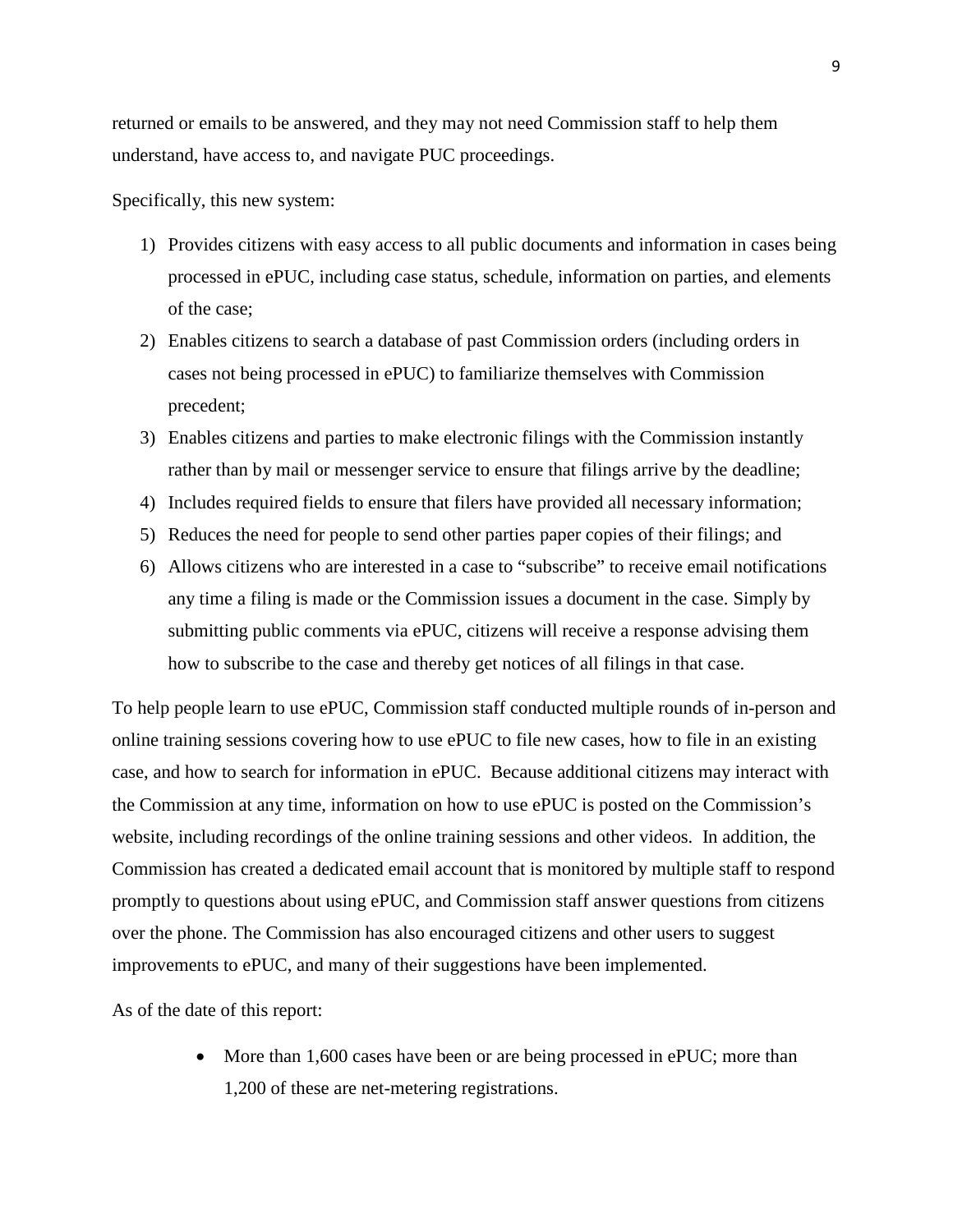returned or emails to be answered, and they may not need Commission staff to help them understand, have access to, and navigate PUC proceedings.

Specifically, this new system:

1) Provides citizens with easy access to all public documents and information in cases being processed in ePUC, including case status, schedule, information on parties, and elements of the case;
2) Enables citizens to search a database of past Commission orders (including orders in cases not being processed in ePUC) to familiarize themselves with Commission precedent;
3) Enables citizens and parties to make electronic filings with the Commission instantly rather than by mail or messenger service to ensure that filings arrive by the deadline;
4) Includes required fields to ensure that filers have provided all necessary information;
5) Reduces the need for people to send other parties paper copies of their filings; and
6) Allows citizens who are interested in a case to "subscribe" to receive email notifications any time a filing is made or the Commission issues a document in the case. Simply by submitting public comments via ePUC, citizens will receive a response advising them how to subscribe to the case and thereby get notices of all filings in that case.

To help people learn to use ePUC, Commission staff conducted multiple rounds of in-person and online training sessions covering how to use ePUC to file new cases, how to file in an existing case, and how to search for information in ePUC. Because additional citizens may interact with the Commission at any time, information on how to use ePUC is posted on the Commission's website, including recordings of the online training sessions and other videos. In addition, the Commission has created a dedicated email account that is monitored by multiple staff to respond promptly to questions about using ePUC, and Commission staff answer questions from citizens over the phone. The Commission has also encouraged citizens and other users to suggest improvements to ePUC, and many of their suggestions have been implemented.

As of the date of this report:

- More than 1,600 cases have been or are being processed in ePUC; more than 1,200 of these are net-metering registrations.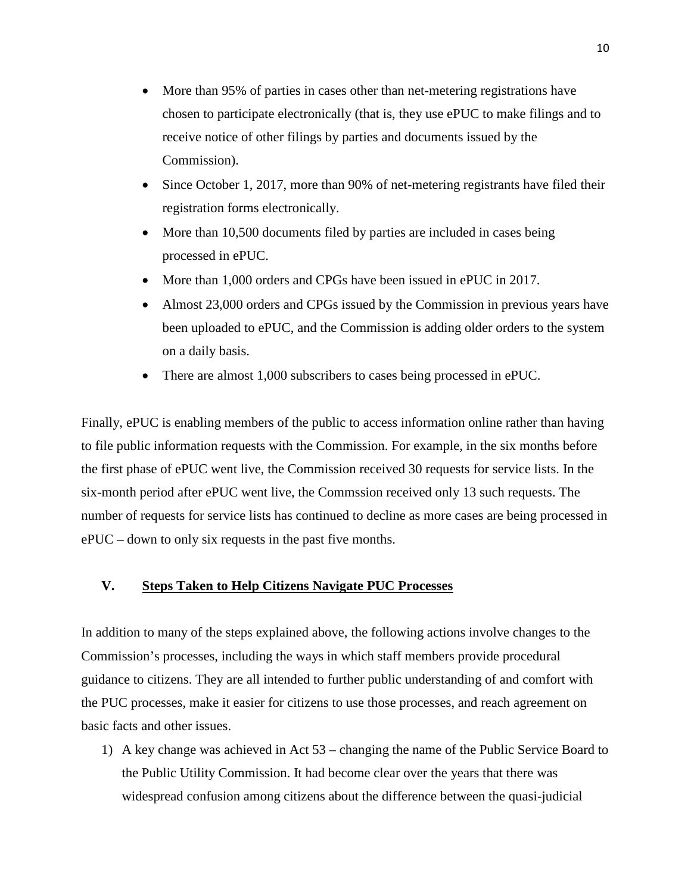- More than 95% of parties in cases other than net-metering registrations have chosen to participate electronically (that is, they use ePUC to make filings and to receive notice of other filings by parties and documents issued by the Commission).
- Since October 1, 2017, more than 90% of net-metering registrants have filed their registration forms electronically.
- More than 10,500 documents filed by parties are included in cases being processed in ePUC.
- More than 1,000 orders and CPGs have been issued in ePUC in 2017.
- Almost 23,000 orders and CPGs issued by the Commission in previous years have been uploaded to ePUC, and the Commission is adding older orders to the system on a daily basis.
- There are almost 1,000 subscribers to cases being processed in ePUC.

Finally, ePUC is enabling members of the public to access information online rather than having to file public information requests with the Commission. For example, in the six months before the first phase of ePUC went live, the Commission received 30 requests for service lists. In the six-month period after ePUC went live, the Commssion received only 13 such requests. The number of requests for service lists has continued to decline as more cases are being processed in ePUC – down to only six requests in the past five months.

## V. Steps Taken to Help Citizens Navigate PUC Processes

In addition to many of the steps explained above, the following actions involve changes to the Commission's processes, including the ways in which staff members provide procedural guidance to citizens. They are all intended to further public understanding of and comfort with the PUC processes, make it easier for citizens to use those processes, and reach agreement on basic facts and other issues.

1) A key change was achieved in Act 53 – changing the name of the Public Service Board to the Public Utility Commission. It had become clear over the years that there was widespread confusion among citizens about the difference between the quasi-judicial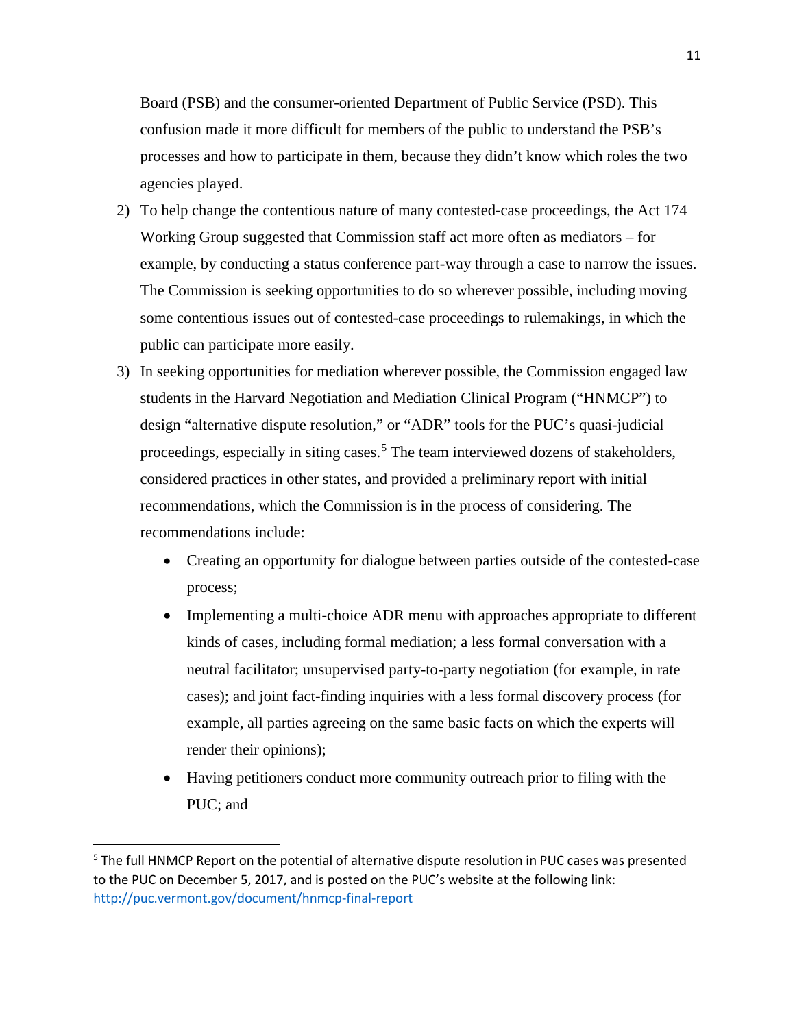Board (PSB) and the consumer-oriented Department of Public Service (PSD). This confusion made it more difficult for members of the public to understand the PSB's processes and how to participate in them, because they didn't know which roles the two agencies played.

2) To help change the contentious nature of many contested-case proceedings, the Act 174 Working Group suggested that Commission staff act more often as mediators – for example, by conducting a status conference part-way through a case to narrow the issues. The Commission is seeking opportunities to do so wherever possible, including moving some contentious issues out of contested-case proceedings to rulemakings, in which the public can participate more easily.

3) In seeking opportunities for mediation wherever possible, the Commission engaged law students in the Harvard Negotiation and Mediation Clinical Program ("HNMCP") to design "alternative dispute resolution," or "ADR" tools for the PUC's quasi-judicial proceedings, especially in siting cases.[5] The team interviewed dozens of stakeholders, considered practices in other states, and provided a preliminary report with initial recommendations, which the Commission is in the process of considering. The recommendations include:

    - Creating an opportunity for dialogue between parties outside of the contested-case process;
    - Implementing a multi-choice ADR menu with approaches appropriate to different kinds of cases, including formal mediation; a less formal conversation with a neutral facilitator; unsupervised party-to-party negotiation (for example, in rate cases); and joint fact-finding inquiries with a less formal discovery process (for example, all parties agreeing on the same basic facts on which the experts will render their opinions);
    - Having petitioners conduct more community outreach prior to filing with the PUC; and

[5] The full HNMCP Report on the potential of alternative dispute resolution in PUC cases was presented to the PUC on December 5, 2017, and is posted on the PUC's website at the following link: http://puc.vermont.gov/document/hnmcp-final-report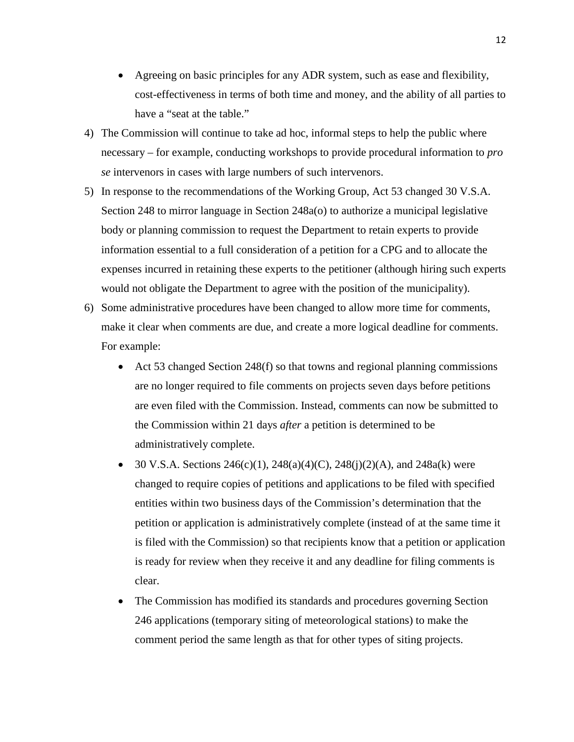- Agreeing on basic principles for any ADR system, such as ease and flexibility, cost-effectiveness in terms of both time and money, and the ability of all parties to have a "seat at the table."

4) The Commission will continue to take ad hoc, informal steps to help the public where necessary – for example, conducting workshops to provide procedural information to *pro se* intervenors in cases with large numbers of such intervenors.

5) In response to the recommendations of the Working Group, Act 53 changed 30 V.S.A. Section 248 to mirror language in Section 248a(o) to authorize a municipal legislative body or planning commission to request the Department to retain experts to provide information essential to a full consideration of a petition for a CPG and to allocate the expenses incurred in retaining these experts to the petitioner (although hiring such experts would not obligate the Department to agree with the position of the municipality).

6) Some administrative procedures have been changed to allow more time for comments, make it clear when comments are due, and create a more logical deadline for comments. For example:

   - Act 53 changed Section 248(f) so that towns and regional planning commissions are no longer required to file comments on projects seven days before petitions are even filed with the Commission. Instead, comments can now be submitted to the Commission within 21 days *after* a petition is determined to be administratively complete.
   - 30 V.S.A. Sections 246(c)(1), 248(a)(4)(C), 248(j)(2)(A), and 248a(k) were changed to require copies of petitions and applications to be filed with specified entities within two business days of the Commission's determination that the petition or application is administratively complete (instead of at the same time it is filed with the Commission) so that recipients know that a petition or application is ready for review when they receive it and any deadline for filing comments is clear.
   - The Commission has modified its standards and procedures governing Section 246 applications (temporary siting of meteorological stations) to make the comment period the same length as that for other types of siting projects.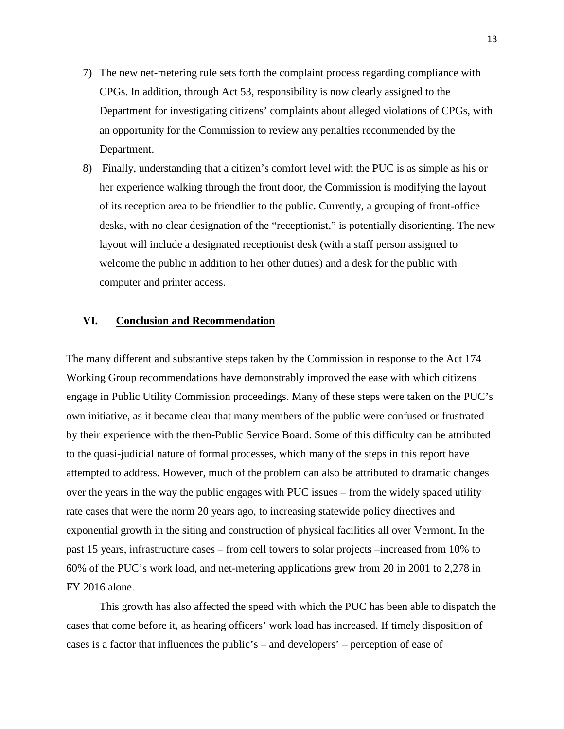7) The new net-metering rule sets forth the complaint process regarding compliance with CPGs. In addition, through Act 53, responsibility is now clearly assigned to the Department for investigating citizens' complaints about alleged violations of CPGs, with an opportunity for the Commission to review any penalties recommended by the Department.
8) Finally, understanding that a citizen's comfort level with the PUC is as simple as his or her experience walking through the front door, the Commission is modifying the layout of its reception area to be friendlier to the public. Currently, a grouping of front-office desks, with no clear designation of the "receptionist," is potentially disorienting. The new layout will include a designated receptionist desk (with a staff person assigned to welcome the public in addition to her other duties) and a desk for the public with computer and printer access.

## VI. Conclusion and Recommendation

The many different and substantive steps taken by the Commission in response to the Act 174 Working Group recommendations have demonstrably improved the ease with which citizens engage in Public Utility Commission proceedings. Many of these steps were taken on the PUC's own initiative, as it became clear that many members of the public were confused or frustrated by their experience with the then-Public Service Board. Some of this difficulty can be attributed to the quasi-judicial nature of formal processes, which many of the steps in this report have attempted to address. However, much of the problem can also be attributed to dramatic changes over the years in the way the public engages with PUC issues – from the widely spaced utility rate cases that were the norm 20 years ago, to increasing statewide policy directives and exponential growth in the siting and construction of physical facilities all over Vermont. In the past 15 years, infrastructure cases – from cell towers to solar projects –increased from 10% to 60% of the PUC's work load, and net-metering applications grew from 20 in 2001 to 2,278 in FY 2016 alone.

This growth has also affected the speed with which the PUC has been able to dispatch the cases that come before it, as hearing officers' work load has increased. If timely disposition of cases is a factor that influences the public's – and developers' – perception of ease of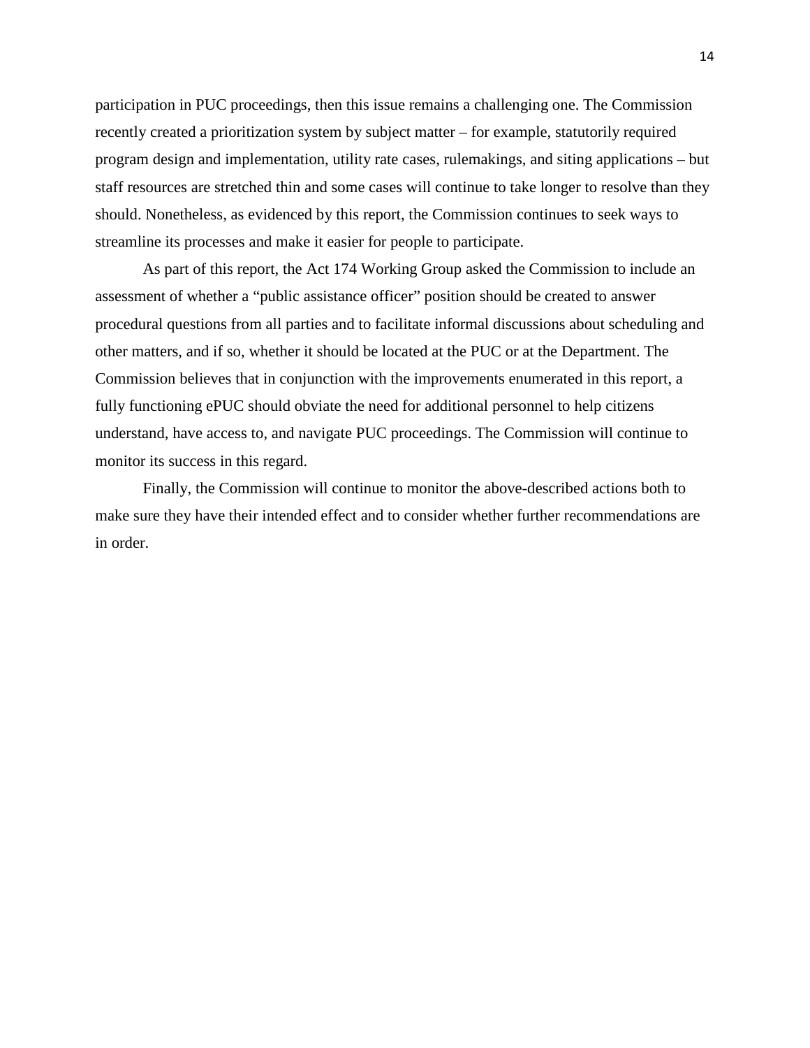participation in PUC proceedings, then this issue remains a challenging one. The Commission recently created a prioritization system by subject matter – for example, statutorily required program design and implementation, utility rate cases, rulemakings, and siting applications – but staff resources are stretched thin and some cases will continue to take longer to resolve than they should. Nonetheless, as evidenced by this report, the Commission continues to seek ways to streamline its processes and make it easier for people to participate.

As part of this report, the Act 174 Working Group asked the Commission to include an assessment of whether a "public assistance officer" position should be created to answer procedural questions from all parties and to facilitate informal discussions about scheduling and other matters, and if so, whether it should be located at the PUC or at the Department. The Commission believes that in conjunction with the improvements enumerated in this report, a fully functioning ePUC should obviate the need for additional personnel to help citizens understand, have access to, and navigate PUC proceedings. The Commission will continue to monitor its success in this regard.

Finally, the Commission will continue to monitor the above-described actions both to make sure they have their intended effect and to consider whether further recommendations are in order.